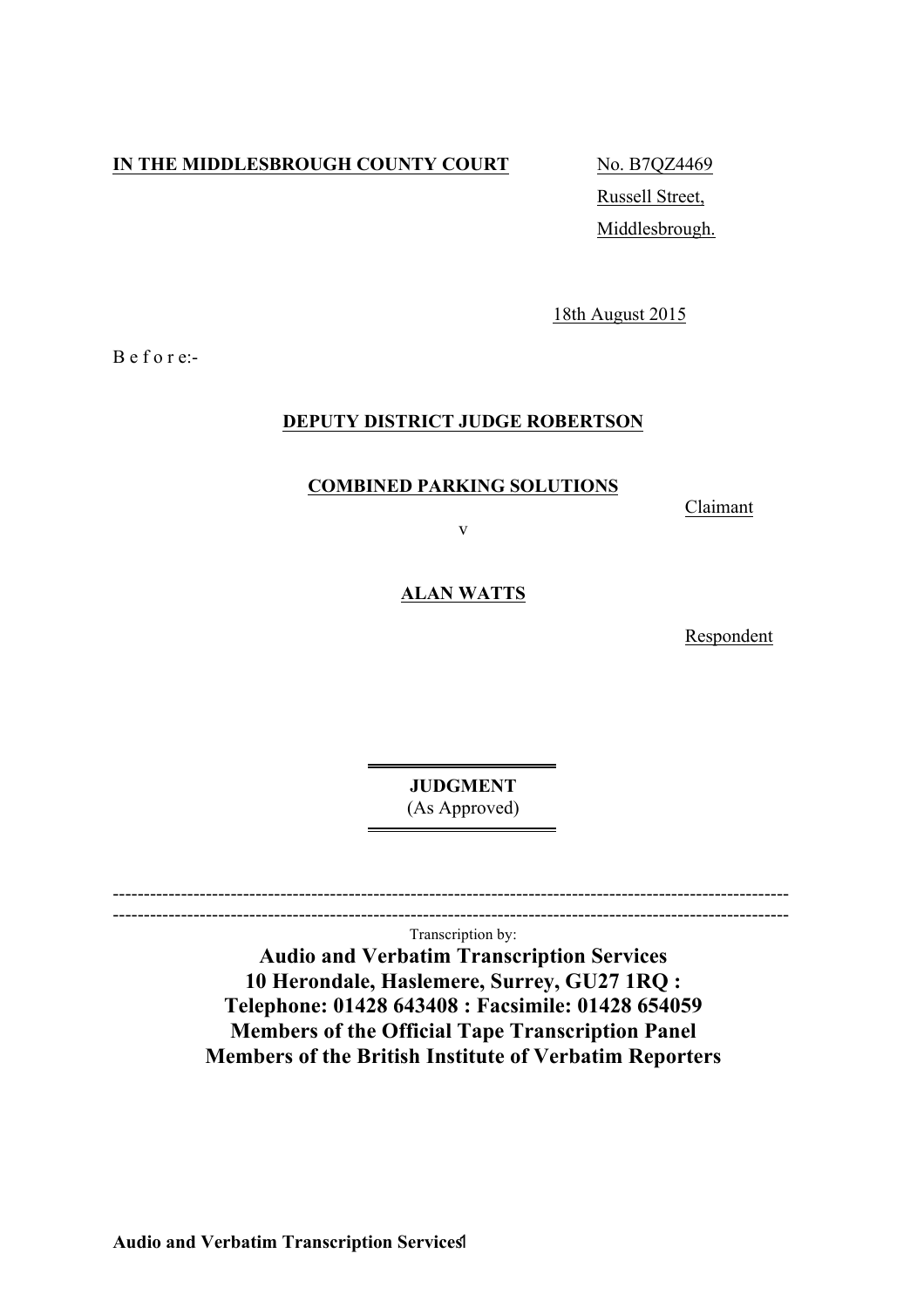**IN THE MIDDLESBROUGH COUNTY COURT**

No. B7QZ4469
Russell Street,
Middlesbrough.

18th August 2015

B e f o r e:-

**DEPUTY DISTRICT JUDGE ROBERTSON**

**COMBINED PARKING SOLUTIONS** — Claimant

v

**ALAN WATTS** — Respondent

**JUDGMENT**
(As Approved)

---

Transcription by:

**Audio and Verbatim Transcription Services**
**10 Herondale, Haslemere, Surrey, GU27 1RQ :**
**Telephone: 01428 643408 : Facsimile: 01428 654059**
**Members of the Official Tape Transcription Panel**
**Members of the British Institute of Verbatim Reporters**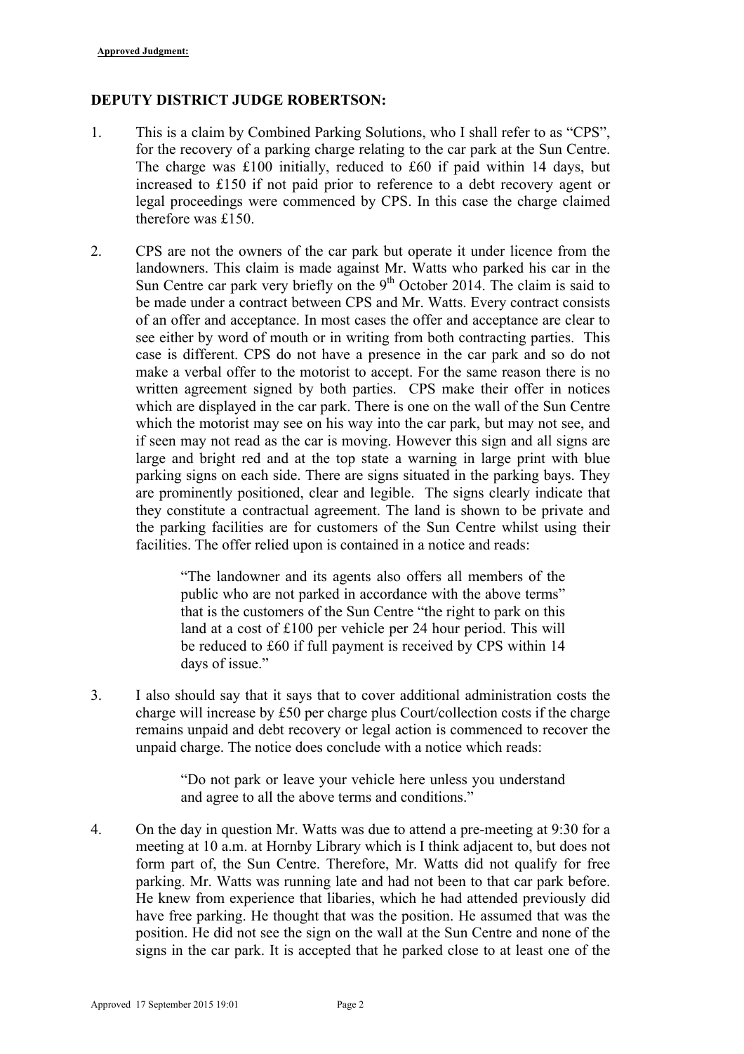**Approved Judgment:**

**DEPUTY DISTRICT JUDGE ROBERTSON:**

1. This is a claim by Combined Parking Solutions, who I shall refer to as "CPS", for the recovery of a parking charge relating to the car park at the Sun Centre. The charge was £100 initially, reduced to £60 if paid within 14 days, but increased to £150 if not paid prior to reference to a debt recovery agent or legal proceedings were commenced by CPS. In this case the charge claimed therefore was £150.

2. CPS are not the owners of the car park but operate it under licence from the landowners. This claim is made against Mr. Watts who parked his car in the Sun Centre car park very briefly on the 9th October 2014. The claim is said to be made under a contract between CPS and Mr. Watts. Every contract consists of an offer and acceptance. In most cases the offer and acceptance are clear to see either by word of mouth or in writing from both contracting parties. This case is different. CPS do not have a presence in the car park and so do not make a verbal offer to the motorist to accept. For the same reason there is no written agreement signed by both parties. CPS make their offer in notices which are displayed in the car park. There is one on the wall of the Sun Centre which the motorist may see on his way into the car park, but may not see, and if seen may not read as the car is moving. However this sign and all signs are large and bright red and at the top state a warning in large print with blue parking signs on each side. There are signs situated in the parking bays. They are prominently positioned, clear and legible. The signs clearly indicate that they constitute a contractual agreement. The land is shown to be private and the parking facilities are for customers of the Sun Centre whilst using their facilities. The offer relied upon is contained in a notice and reads:

   > "The landowner and its agents also offers all members of the public who are not parked in accordance with the above terms" that is the customers of the Sun Centre "the right to park on this land at a cost of £100 per vehicle per 24 hour period. This will be reduced to £60 if full payment is received by CPS within 14 days of issue."

3. I also should say that it says that to cover additional administration costs the charge will increase by £50 per charge plus Court/collection costs if the charge remains unpaid and debt recovery or legal action is commenced to recover the unpaid charge. The notice does conclude with a notice which reads:

   > "Do not park or leave your vehicle here unless you understand and agree to all the above terms and conditions."

4. On the day in question Mr. Watts was due to attend a pre-meeting at 9:30 for a meeting at 10 a.m. at Hornby Library which is I think adjacent to, but does not form part of, the Sun Centre. Therefore, Mr. Watts did not qualify for free parking. Mr. Watts was running late and had not been to that car park before. He knew from experience that libaries, which he had attended previously did have free parking. He thought that was the position. He assumed that was the position. He did not see the sign on the wall at the Sun Centre and none of the signs in the car park. It is accepted that he parked close to at least one of the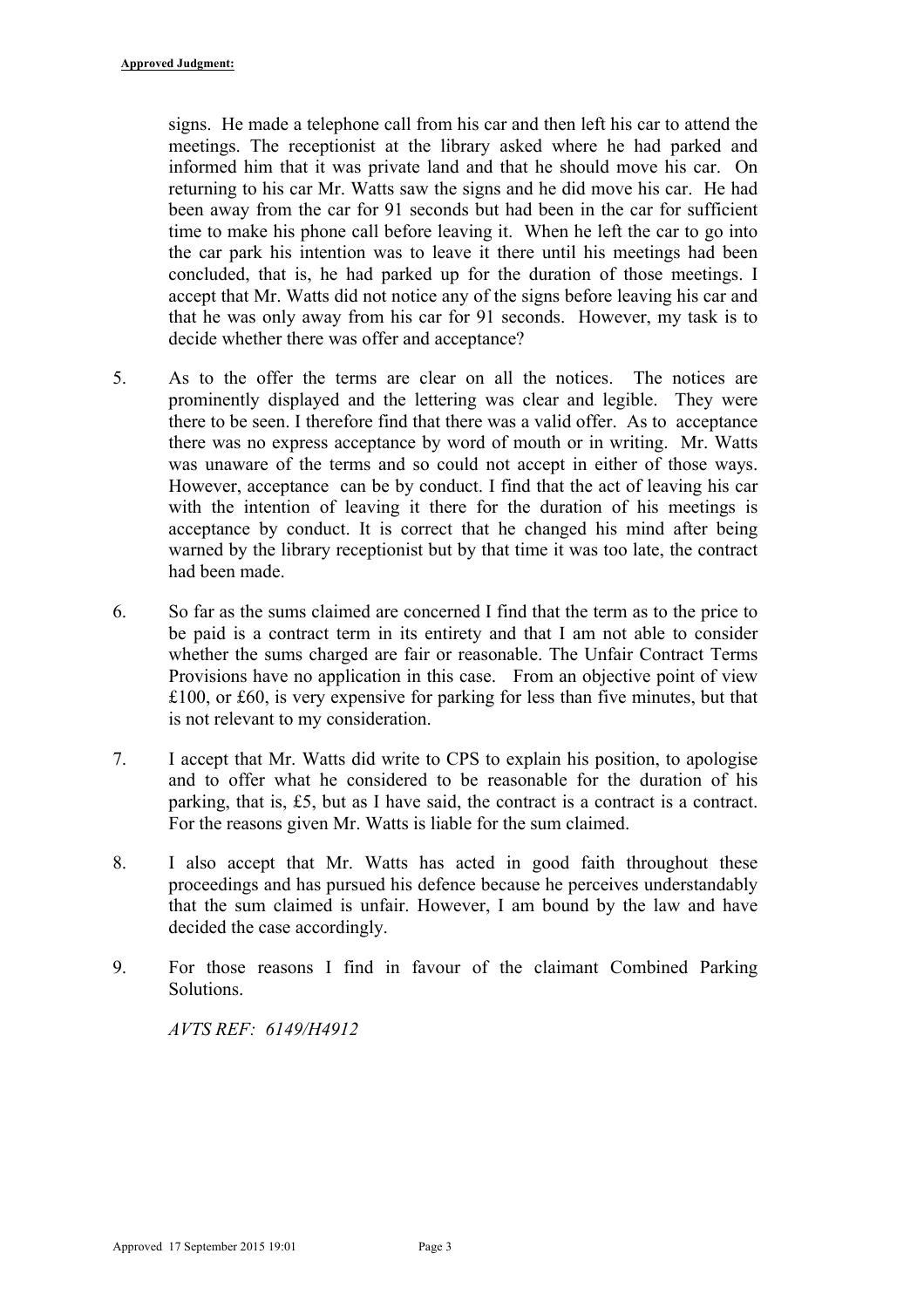signs. He made a telephone call from his car and then left his car to attend the meetings. The receptionist at the library asked where he had parked and informed him that it was private land and that he should move his car. On returning to his car Mr. Watts saw the signs and he did move his car. He had been away from the car for 91 seconds but had been in the car for sufficient time to make his phone call before leaving it. When he left the car to go into the car park his intention was to leave it there until his meetings had been concluded, that is, he had parked up for the duration of those meetings. I accept that Mr. Watts did not notice any of the signs before leaving his car and that he was only away from his car for 91 seconds. However, my task is to decide whether there was offer and acceptance?

5. As to the offer the terms are clear on all the notices. The notices are prominently displayed and the lettering was clear and legible. They were there to be seen. I therefore find that there was a valid offer. As to acceptance there was no express acceptance by word of mouth or in writing. Mr. Watts was unaware of the terms and so could not accept in either of those ways. However, acceptance can be by conduct. I find that the act of leaving his car with the intention of leaving it there for the duration of his meetings is acceptance by conduct. It is correct that he changed his mind after being warned by the library receptionist but by that time it was too late, the contract had been made.

6. So far as the sums claimed are concerned I find that the term as to the price to be paid is a contract term in its entirety and that I am not able to consider whether the sums charged are fair or reasonable. The Unfair Contract Terms Provisions have no application in this case. From an objective point of view £100, or £60, is very expensive for parking for less than five minutes, but that is not relevant to my consideration.

7. I accept that Mr. Watts did write to CPS to explain his position, to apologise and to offer what he considered to be reasonable for the duration of his parking, that is, £5, but as I have said, the contract is a contract is a contract. For the reasons given Mr. Watts is liable for the sum claimed.

8. I also accept that Mr. Watts has acted in good faith throughout these proceedings and has pursued his defence because he perceives understandably that the sum claimed is unfair. However, I am bound by the law and have decided the case accordingly.

9. For those reasons I find in favour of the claimant Combined Parking Solutions.

*AVTS REF: 6149/H4912*